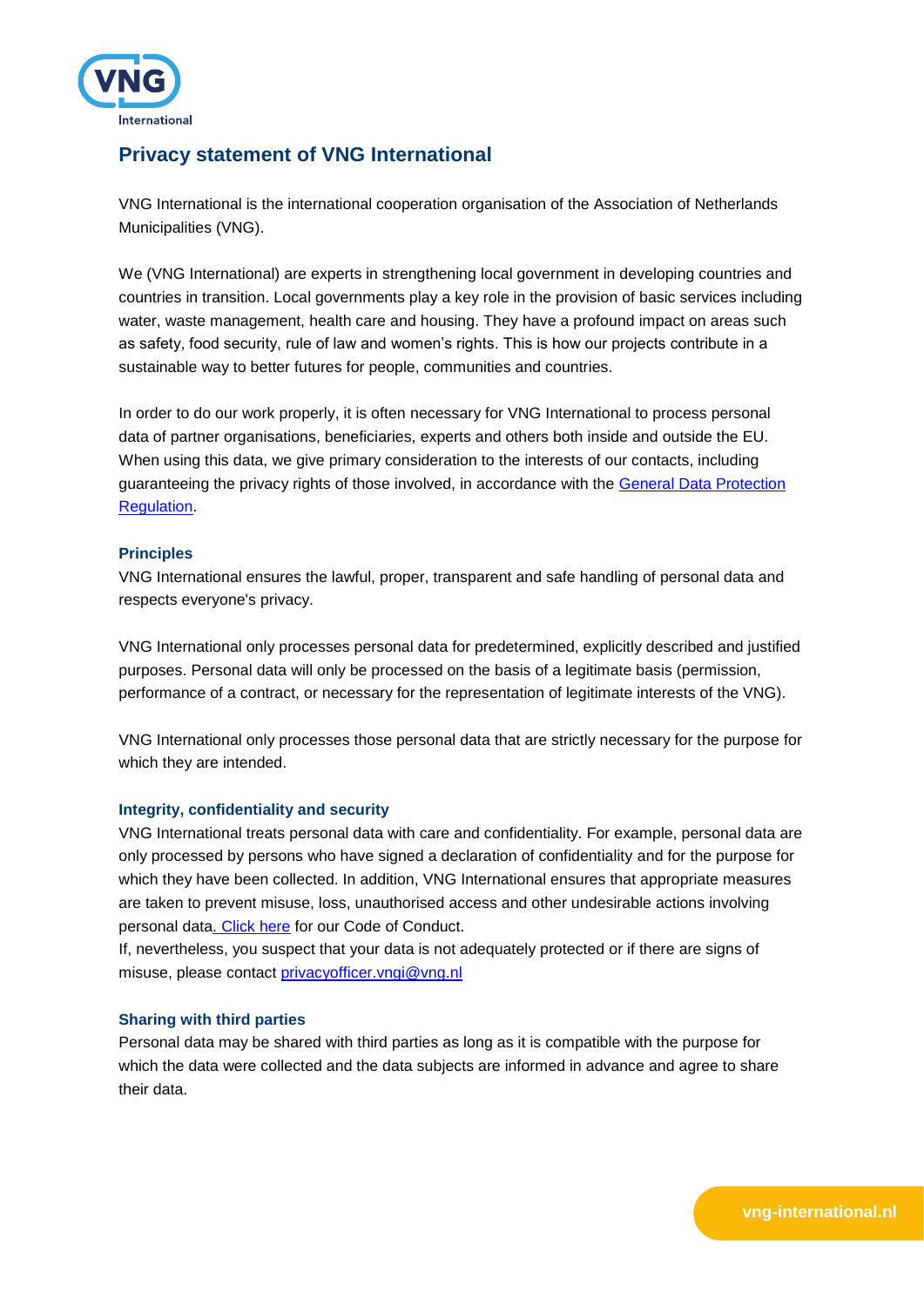# Privacy statement of VNG International

VNG International is the international cooperation organisation of the Association of Netherlands Municipalities (VNG).

We (VNG International) are experts in strengthening local government in developing countries and countries in transition. Local governments play a key role in the provision of basic services including water, waste management, health care and housing. They have a profound impact on areas such as safety, food security, rule of law and women's rights. This is how our projects contribute in a sustainable way to better futures for people, communities and countries.

In order to do our work properly, it is often necessary for VNG International to process personal data of partner organisations, beneficiaries, experts and others both inside and outside the EU. When using this data, we give primary consideration to the interests of our contacts, including guaranteeing the privacy rights of those involved, in accordance with the [General Data Protection Regulation](#).

### Principles

VNG International ensures the lawful, proper, transparent and safe handling of personal data and respects everyone's privacy.

VNG International only processes personal data for predetermined, explicitly described and justified purposes. Personal data will only be processed on the basis of a legitimate basis (permission, performance of a contract, or necessary for the representation of legitimate interests of the VNG).

VNG International only processes those personal data that are strictly necessary for the purpose for which they are intended.

### Integrity, confidentiality and security

VNG International treats personal data with care and confidentiality. For example, personal data are only processed by persons who have signed a declaration of confidentiality and for the purpose for which they have been collected. In addition, VNG International ensures that appropriate measures are taken to prevent misuse, loss, unauthorised access and other undesirable actions involving personal data. [Click here](#) for our Code of Conduct.

If, nevertheless, you suspect that your data is not adequately protected or if there are signs of misuse, please contact privacyofficer.vngi@vng.nl

### Sharing with third parties

Personal data may be shared with third parties as long as it is compatible with the purpose for which the data were collected and the data subjects are informed in advance and agree to share their data.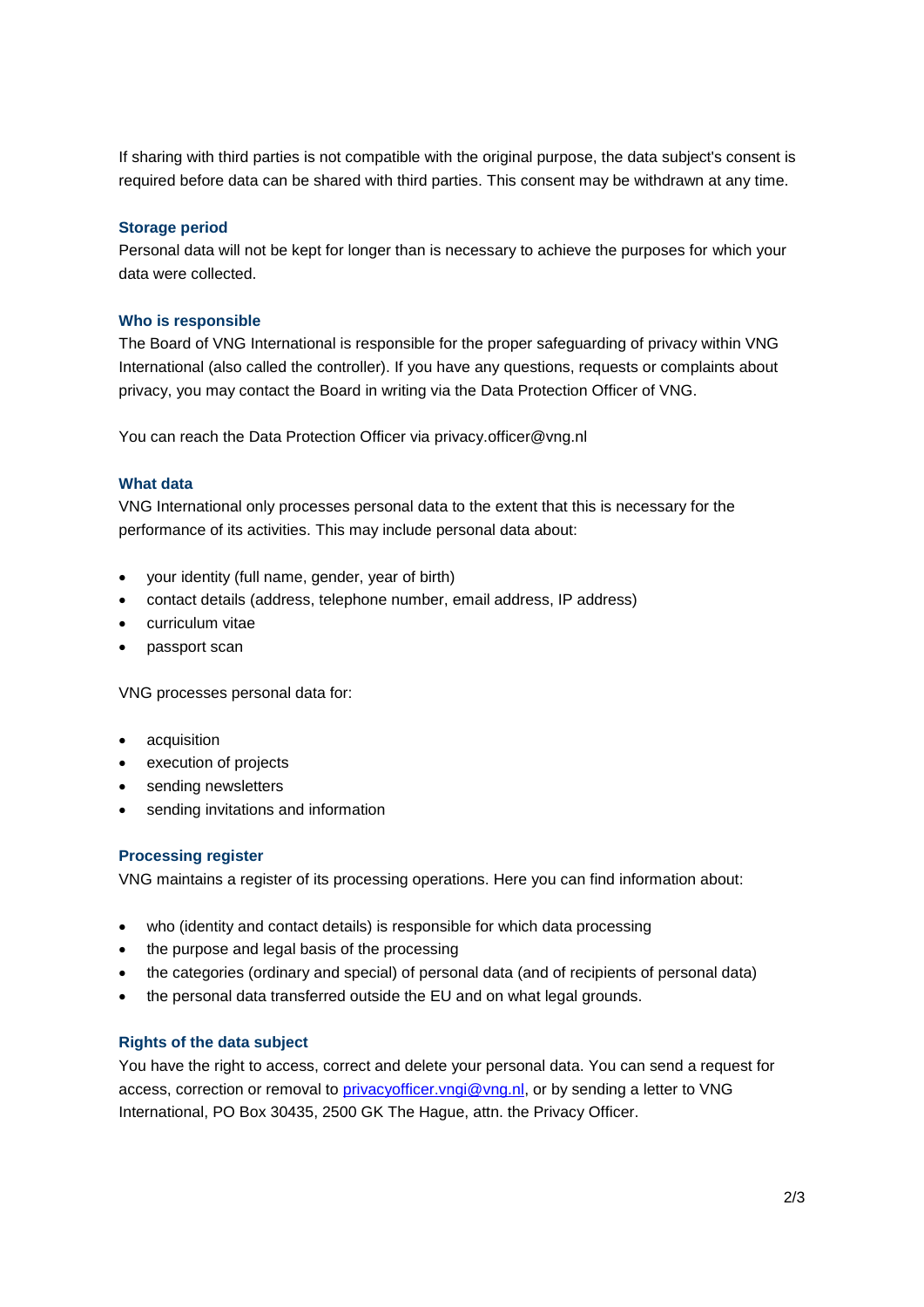If sharing with third parties is not compatible with the original purpose, the data subject's consent is required before data can be shared with third parties. This consent may be withdrawn at any time.

### Storage period

Personal data will not be kept for longer than is necessary to achieve the purposes for which your data were collected.

### Who is responsible

The Board of VNG International is responsible for the proper safeguarding of privacy within VNG International (also called the controller). If you have any questions, requests or complaints about privacy, you may contact the Board in writing via the Data Protection Officer of VNG.

You can reach the Data Protection Officer via privacy.officer@vng.nl

### What data

VNG International only processes personal data to the extent that this is necessary for the performance of its activities. This may include personal data about:

- your identity (full name, gender, year of birth)
- contact details (address, telephone number, email address, IP address)
- curriculum vitae
- passport scan

VNG processes personal data for:

- acquisition
- execution of projects
- sending newsletters
- sending invitations and information

### Processing register

VNG maintains a register of its processing operations. Here you can find information about:

- who (identity and contact details) is responsible for which data processing
- the purpose and legal basis of the processing
- the categories (ordinary and special) of personal data (and of recipients of personal data)
- the personal data transferred outside the EU and on what legal grounds.

### Rights of the data subject

You have the right to access, correct and delete your personal data. You can send a request for access, correction or removal to privacyofficer.vngi@vng.nl, or by sending a letter to VNG International, PO Box 30435, 2500 GK The Hague, attn. the Privacy Officer.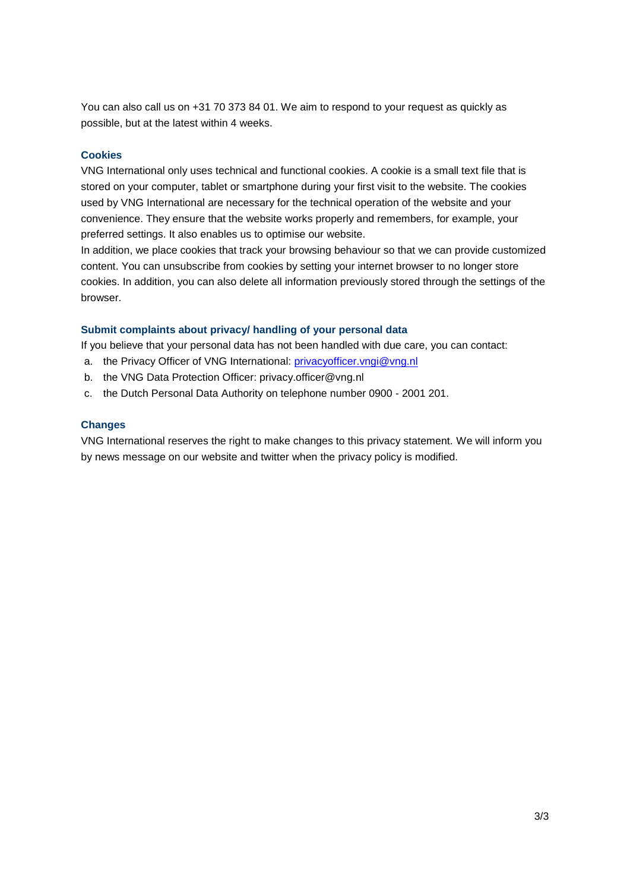You can also call us on +31 70 373 84 01. We aim to respond to your request as quickly as possible, but at the latest within 4 weeks.

## Cookies

VNG International only uses technical and functional cookies. A cookie is a small text file that is stored on your computer, tablet or smartphone during your first visit to the website. The cookies used by VNG International are necessary for the technical operation of the website and your convenience. They ensure that the website works properly and remembers, for example, your preferred settings. It also enables us to optimise our website.
In addition, we place cookies that track your browsing behaviour so that we can provide customized content. You can unsubscribe from cookies by setting your internet browser to no longer store cookies. In addition, you can also delete all information previously stored through the settings of the browser.

## Submit complaints about privacy/ handling of your personal data

If you believe that your personal data has not been handled with due care, you can contact:

a. the Privacy Officer of VNG International: privacyofficer.vngi@vng.nl
b. the VNG Data Protection Officer: privacy.officer@vng.nl
c. the Dutch Personal Data Authority on telephone number 0900 - 2001 201.

## Changes

VNG International reserves the right to make changes to this privacy statement. We will inform you by news message on our website and twitter when the privacy policy is modified.